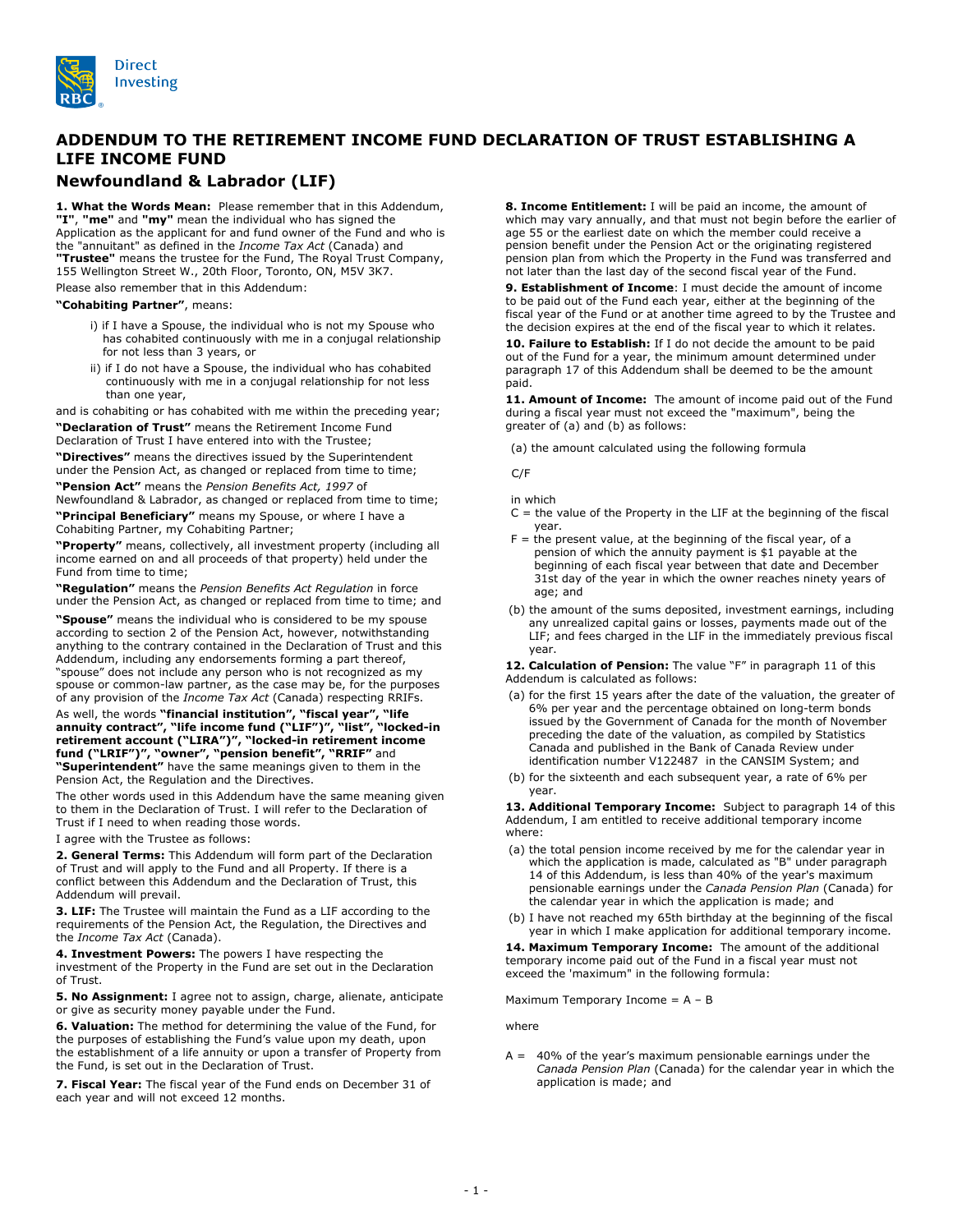# ADDENDUM TO THE RETIREMENT INCOME FUND DECLARATION OF TRUST ESTABLISHING A LIFE INCOME FUND

## Newfoundland & Labrador (LIF)

**1. What the Words Mean:** Please remember that in this Addendum, **"I"**, **"me"** and **"my"** mean the individual who has signed the Application as the applicant for and fund owner of the Fund and who is the "annuitant" as defined in the *Income Tax Act* (Canada) and **"Trustee"** means the trustee for the Fund, The Royal Trust Company, 155 Wellington Street W., 20th Floor, Toronto, ON, M5V 3K7.

Please also remember that in this Addendum:

**"Cohabiting Partner"**, means:

i) if I have a Spouse, the individual who is not my Spouse who has cohabited continuously with me in a conjugal relationship for not less than 3 years, or

ii) if I do not have a Spouse, the individual who has cohabited continuously with me in a conjugal relationship for not less than one year,

and is cohabiting or has cohabited with me within the preceding year;

**"Declaration of Trust"** means the Retirement Income Fund Declaration of Trust I have entered into with the Trustee;

**"Directives"** means the directives issued by the Superintendent under the Pension Act, as changed or replaced from time to time;

**"Pension Act"** means the *Pension Benefits Act, 1997* of Newfoundland & Labrador, as changed or replaced from time to time;

**"Principal Beneficiary"** means my Spouse, or where I have a Cohabiting Partner, my Cohabiting Partner;

**"Property"** means, collectively, all investment property (including all income earned on and all proceeds of that property) held under the Fund from time to time;

**"Regulation"** means the *Pension Benefits Act Regulation* in force under the Pension Act, as changed or replaced from time to time; and

**"Spouse"** means the individual who is considered to be my spouse according to section 2 of the Pension Act, however, notwithstanding anything to the contrary contained in the Declaration of Trust and this Addendum, including any endorsements forming a part thereof, "spouse" does not include any person who is not recognized as my spouse or common-law partner, as the case may be, for the purposes of any provision of the *Income Tax Act* (Canada) respecting RRIFs.

As well, the words **"financial institution"**, **"fiscal year"**, **"life annuity contract"**, **"life income fund ("LIF")"**, **"list"**, **"locked-in retirement account ("LIRA")"**, **"locked-in retirement income fund ("LRIF")"**, **"owner"**, **"pension benefit"**, **"RRIF"** and **"Superintendent"** have the same meanings given to them in the Pension Act, the Regulation and the Directives.

The other words used in this Addendum have the same meaning given to them in the Declaration of Trust. I will refer to the Declaration of Trust if I need to when reading those words.

I agree with the Trustee as follows:

**2. General Terms:** This Addendum will form part of the Declaration of Trust and will apply to the Fund and all Property. If there is a conflict between this Addendum and the Declaration of Trust, this Addendum will prevail.

**3. LIF:** The Trustee will maintain the Fund as a LIF according to the requirements of the Pension Act, the Regulation, the Directives and the *Income Tax Act* (Canada).

**4. Investment Powers:** The powers I have respecting the investment of the Property in the Fund are set out in the Declaration of Trust.

**5. No Assignment:** I agree not to assign, charge, alienate, anticipate or give as security money payable under the Fund.

**6. Valuation:** The method for determining the value of the Fund, for the purposes of establishing the Fund's value upon my death, upon the establishment of a life annuity or upon a transfer of Property from the Fund, is set out in the Declaration of Trust.

**7. Fiscal Year:** The fiscal year of the Fund ends on December 31 of each year and will not exceed 12 months.

**8. Income Entitlement:** I will be paid an income, the amount of which may vary annually, and that must not begin before the earlier of age 55 or the earliest date on which the member could receive a pension benefit under the Pension Act or the originating registered pension plan from which the Property in the Fund was transferred and not later than the last day of the second fiscal year of the Fund.

**9. Establishment of Income**: I must decide the amount of income to be paid out of the Fund each year, either at the beginning of the fiscal year of the Fund or at another time agreed to by the Trustee and the decision expires at the end of the fiscal year to which it relates.

**10. Failure to Establish:** If I do not decide the amount to be paid out of the Fund for a year, the minimum amount determined under paragraph 17 of this Addendum shall be deemed to be the amount paid.

**11. Amount of Income:** The amount of income paid out of the Fund during a fiscal year must not exceed the "maximum", being the greater of (a) and (b) as follows:

(a) the amount calculated using the following formula

$C/F$

in which

C = the value of the Property in the LIF at the beginning of the fiscal year.

F = the present value, at the beginning of the fiscal year, of a pension of which the annuity payment is $1 payable at the beginning of each fiscal year between that date and December 31st day of the year in which the owner reaches ninety years of age; and

(b) the amount of the sums deposited, investment earnings, including any unrealized capital gains or losses, payments made out of the LIF; and fees charged in the LIF in the immediately previous fiscal year.

**12. Calculation of Pension:** The value "F" in paragraph 11 of this Addendum is calculated as follows:

(a) for the first 15 years after the date of the valuation, the greater of 6% per year and the percentage obtained on long-term bonds issued by the Government of Canada for the month of November preceding the date of the valuation, as compiled by Statistics Canada and published in the Bank of Canada Review under identification number V122487 in the CANSIM System; and

(b) for the sixteenth and each subsequent year, a rate of 6% per year.

**13. Additional Temporary Income:** Subject to paragraph 14 of this Addendum, I am entitled to receive additional temporary income where:

(a) the total pension income received by me for the calendar year in which the application is made, calculated as "B" under paragraph 14 of this Addendum, is less than 40% of the year's maximum pensionable earnings under the *Canada Pension Plan* (Canada) for the calendar year in which the application is made; and

(b) I have not reached my 65th birthday at the beginning of the fiscal year in which I make application for additional temporary income.

**14. Maximum Temporary Income:** The amount of the additional temporary income paid out of the Fund in a fiscal year must not exceed the 'maximum" in the following formula:

Maximum Temporary Income = A – B

where

A = 40% of the year's maximum pensionable earnings under the *Canada Pension Plan* (Canada) for the calendar year in which the application is made; and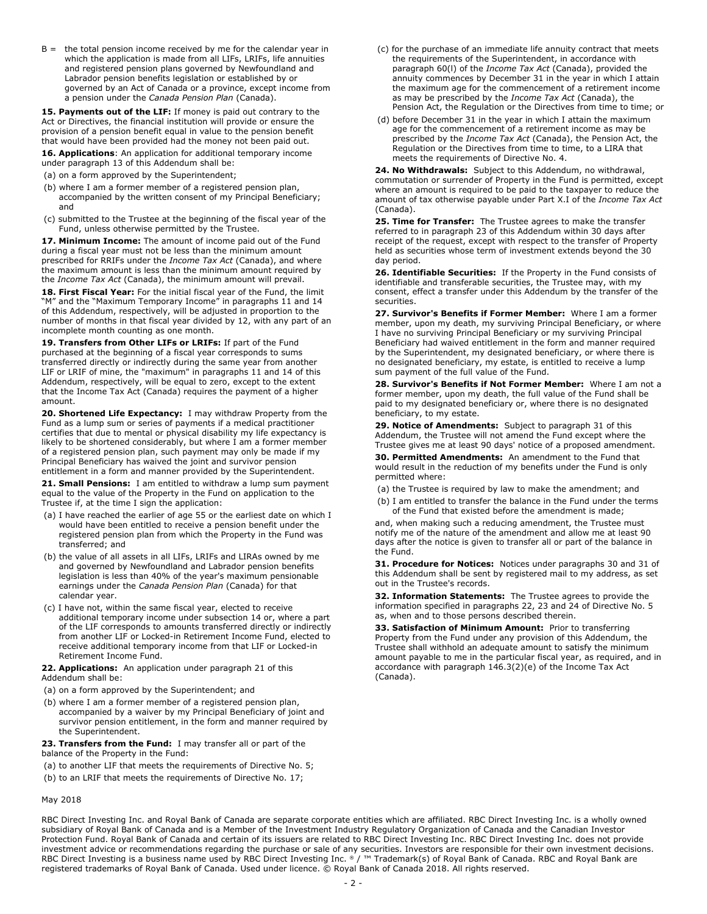B = the total pension income received by me for the calendar year in which the application is made from all LIFs, LRIFs, life annuities and registered pension plans governed by Newfoundland and Labrador pension benefits legislation or established by or governed by an Act of Canada or a province, except income from a pension under the *Canada Pension Plan* (Canada).

**15. Payments out of the LIF:** If money is paid out contrary to the Act or Directives, the financial institution will provide or ensure the provision of a pension benefit equal in value to the pension benefit that would have been provided had the money not been paid out.

**16. Applications**: An application for additional temporary income under paragraph 13 of this Addendum shall be:

(a) on a form approved by the Superintendent;

(b) where I am a former member of a registered pension plan, accompanied by the written consent of my Principal Beneficiary; and

(c) submitted to the Trustee at the beginning of the fiscal year of the Fund, unless otherwise permitted by the Trustee.

**17. Minimum Income:** The amount of income paid out of the Fund during a fiscal year must not be less than the minimum amount prescribed for RRIFs under the *Income Tax Act* (Canada), and where the maximum amount is less than the minimum amount required by the *Income Tax Act* (Canada), the minimum amount will prevail.

**18. First Fiscal Year:** For the initial fiscal year of the Fund, the limit "M" and the "Maximum Temporary Income" in paragraphs 11 and 14 of this Addendum, respectively, will be adjusted in proportion to the number of months in that fiscal year divided by 12, with any part of an incomplete month counting as one month.

**19. Transfers from Other LIFs or LRIFs:** If part of the Fund purchased at the beginning of a fiscal year corresponds to sums transferred directly or indirectly during the same year from another LIF or LRIF of mine, the "maximum" in paragraphs 11 and 14 of this Addendum, respectively, will be equal to zero, except to the extent that the Income Tax Act (Canada) requires the payment of a higher amount.

**20. Shortened Life Expectancy:** I may withdraw Property from the Fund as a lump sum or series of payments if a medical practitioner certifies that due to mental or physical disability my life expectancy is likely to be shortened considerably, but where I am a former member of a registered pension plan, such payment may only be made if my Principal Beneficiary has waived the joint and survivor pension entitlement in a form and manner provided by the Superintendent.

**21. Small Pensions:** I am entitled to withdraw a lump sum payment equal to the value of the Property in the Fund on application to the Trustee if, at the time I sign the application:

(a) I have reached the earlier of age 55 or the earliest date on which I would have been entitled to receive a pension benefit under the registered pension plan from which the Property in the Fund was transferred; and

(b) the value of all assets in all LIFs, LRIFs and LIRAs owned by me and governed by Newfoundland and Labrador pension benefits legislation is less than 40% of the year's maximum pensionable earnings under the *Canada Pension Plan* (Canada) for that calendar year.

(c) I have not, within the same fiscal year, elected to receive additional temporary income under subsection 14 or, where a part of the LIF corresponds to amounts transferred directly or indirectly from another LIF or Locked-in Retirement Income Fund, elected to receive additional temporary income from that LIF or Locked-in Retirement Income Fund.

**22. Applications:** An application under paragraph 21 of this Addendum shall be:

(a) on a form approved by the Superintendent; and

(b) where I am a former member of a registered pension plan, accompanied by a waiver by my Principal Beneficiary of joint and survivor pension entitlement, in the form and manner required by the Superintendent.

**23. Transfers from the Fund:** I may transfer all or part of the balance of the Property in the Fund:

(a) to another LIF that meets the requirements of Directive No. 5;

(b) to an LRIF that meets the requirements of Directive No. 17;

(c) for the purchase of an immediate life annuity contract that meets the requirements of the Superintendent, in accordance with paragraph 60(l) of the *Income Tax Act* (Canada), provided the annuity commences by December 31 in the year in which I attain the maximum age for the commencement of a retirement income as may be prescribed by the *Income Tax Act* (Canada), the Pension Act, the Regulation or the Directives from time to time; or

(d) before December 31 in the year in which I attain the maximum age for the commencement of a retirement income as may be prescribed by the *Income Tax Act* (Canada), the Pension Act, the Regulation or the Directives from time to time, to a LIRA that meets the requirements of Directive No. 4.

**24. No Withdrawals:** Subject to this Addendum, no withdrawal, commutation or surrender of Property in the Fund is permitted, except where an amount is required to be paid to the taxpayer to reduce the amount of tax otherwise payable under Part X.I of the *Income Tax Act* (Canada).

**25. Time for Transfer:** The Trustee agrees to make the transfer referred to in paragraph 23 of this Addendum within 30 days after receipt of the request, except with respect to the transfer of Property held as securities whose term of investment extends beyond the 30 day period.

**26. Identifiable Securities:** If the Property in the Fund consists of identifiable and transferable securities, the Trustee may, with my consent, effect a transfer under this Addendum by the transfer of the securities.

**27. Survivor's Benefits if Former Member:** Where I am a former member, upon my death, my surviving Principal Beneficiary, or where I have no surviving Principal Beneficiary or my surviving Principal Beneficiary had waived entitlement in the form and manner required by the Superintendent, my designated beneficiary, or where there is no designated beneficiary, my estate, is entitled to receive a lump sum payment of the full value of the Fund.

**28. Survivor's Benefits if Not Former Member:** Where I am not a former member, upon my death, the full value of the Fund shall be paid to my designated beneficiary or, where there is no designated beneficiary, to my estate.

**29. Notice of Amendments:** Subject to paragraph 31 of this Addendum, the Trustee will not amend the Fund except where the Trustee gives me at least 90 days' notice of a proposed amendment.

**30. Permitted Amendments:** An amendment to the Fund that would result in the reduction of my benefits under the Fund is only permitted where:

(a) the Trustee is required by law to make the amendment; and

(b) I am entitled to transfer the balance in the Fund under the terms of the Fund that existed before the amendment is made;

and, when making such a reducing amendment, the Trustee must notify me of the nature of the amendment and allow me at least 90 days after the notice is given to transfer all or part of the balance in the Fund.

**31. Procedure for Notices:** Notices under paragraphs 30 and 31 of this Addendum shall be sent by registered mail to my address, as set out in the Trustee's records.

**32. Information Statements:** The Trustee agrees to provide the information specified in paragraphs 22, 23 and 24 of Directive No. 5 as, when and to those persons described therein.

**33. Satisfaction of Minimum Amount:** Prior to transferring Property from the Fund under any provision of this Addendum, the Trustee shall withhold an adequate amount to satisfy the minimum amount payable to me in the particular fiscal year, as required, and in accordance with paragraph 146.3(2)(e) of the Income Tax Act (Canada).

May 2018

RBC Direct Investing Inc. and Royal Bank of Canada are separate corporate entities which are affiliated. RBC Direct Investing Inc. is a wholly owned subsidiary of Royal Bank of Canada and is a Member of the Investment Industry Regulatory Organization of Canada and the Canadian Investor Protection Fund. Royal Bank of Canada and certain of its issuers are related to RBC Direct Investing Inc. RBC Direct Investing Inc. does not provide investment advice or recommendations regarding the purchase or sale of any securities. Investors are responsible for their own investment decisions. RBC Direct Investing is a business name used by RBC Direct Investing Inc. ® / ™ Trademark(s) of Royal Bank of Canada. RBC and Royal Bank are registered trademarks of Royal Bank of Canada. Used under licence. © Royal Bank of Canada 2018. All rights reserved.